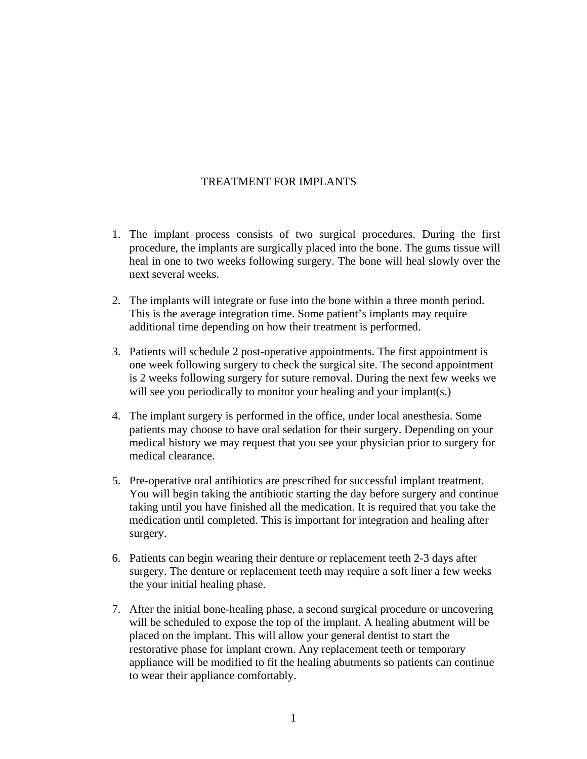# TREATMENT FOR IMPLANTS

1. The implant process consists of two surgical procedures. During the first procedure, the implants are surgically placed into the bone. The gums tissue will heal in one to two weeks following surgery. The bone will heal slowly over the next several weeks.

2. The implants will integrate or fuse into the bone within a three month period. This is the average integration time. Some patient's implants may require additional time depending on how their treatment is performed.

3. Patients will schedule 2 post-operative appointments. The first appointment is one week following surgery to check the surgical site. The second appointment is 2 weeks following surgery for suture removal. During the next few weeks we will see you periodically to monitor your healing and your implant(s.)

4. The implant surgery is performed in the office, under local anesthesia. Some patients may choose to have oral sedation for their surgery. Depending on your medical history we may request that you see your physician prior to surgery for medical clearance.

5. Pre-operative oral antibiotics are prescribed for successful implant treatment. You will begin taking the antibiotic starting the day before surgery and continue taking until you have finished all the medication. It is required that you take the medication until completed. This is important for integration and healing after surgery.

6. Patients can begin wearing their denture or replacement teeth 2-3 days after surgery. The denture or replacement teeth may require a soft liner a few weeks the your initial healing phase.

7. After the initial bone-healing phase, a second surgical procedure or uncovering will be scheduled to expose the top of the implant. A healing abutment will be placed on the implant. This will allow your general dentist to start the restorative phase for implant crown. Any replacement teeth or temporary appliance will be modified to fit the healing abutments so patients can continue to wear their appliance comfortably.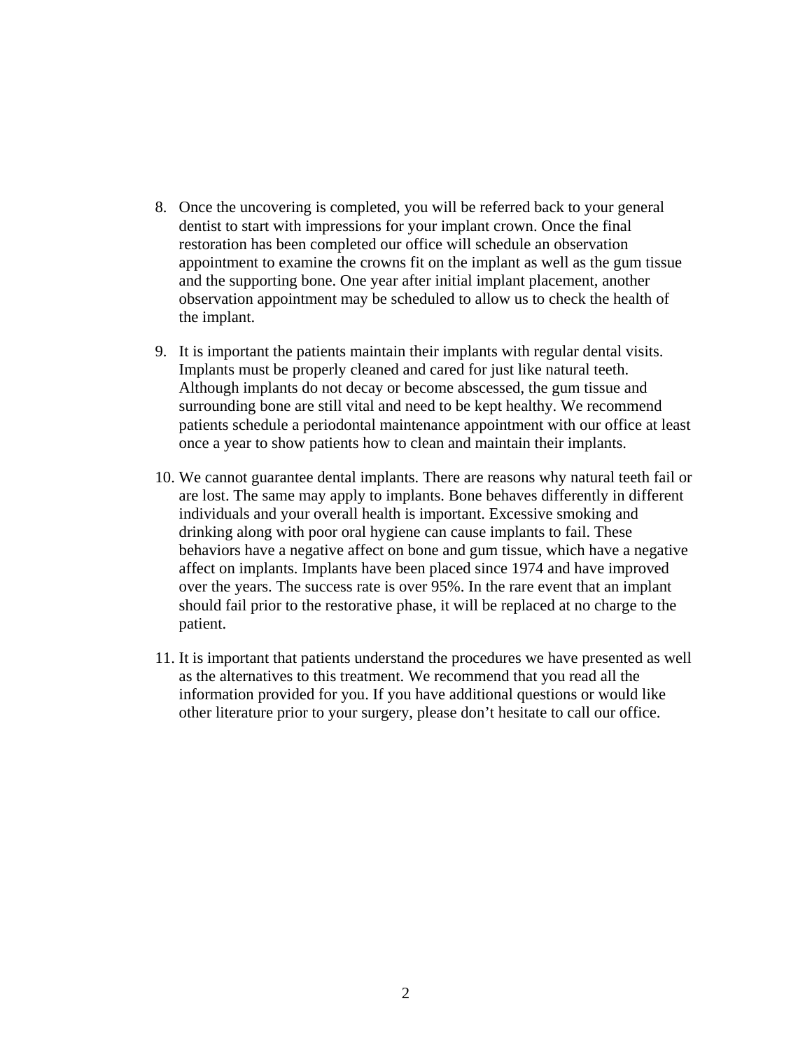8. Once the uncovering is completed, you will be referred back to your general dentist to start with impressions for your implant crown. Once the final restoration has been completed our office will schedule an observation appointment to examine the crowns fit on the implant as well as the gum tissue and the supporting bone. One year after initial implant placement, another observation appointment may be scheduled to allow us to check the health of the implant.

9. It is important the patients maintain their implants with regular dental visits. Implants must be properly cleaned and cared for just like natural teeth. Although implants do not decay or become abscessed, the gum tissue and surrounding bone are still vital and need to be kept healthy. We recommend patients schedule a periodontal maintenance appointment with our office at least once a year to show patients how to clean and maintain their implants.

10. We cannot guarantee dental implants. There are reasons why natural teeth fail or are lost. The same may apply to implants. Bone behaves differently in different individuals and your overall health is important. Excessive smoking and drinking along with poor oral hygiene can cause implants to fail. These behaviors have a negative affect on bone and gum tissue, which have a negative affect on implants. Implants have been placed since 1974 and have improved over the years. The success rate is over 95%. In the rare event that an implant should fail prior to the restorative phase, it will be replaced at no charge to the patient.

11. It is important that patients understand the procedures we have presented as well as the alternatives to this treatment. We recommend that you read all the information provided for you. If you have additional questions or would like other literature prior to your surgery, please don't hesitate to call our office.